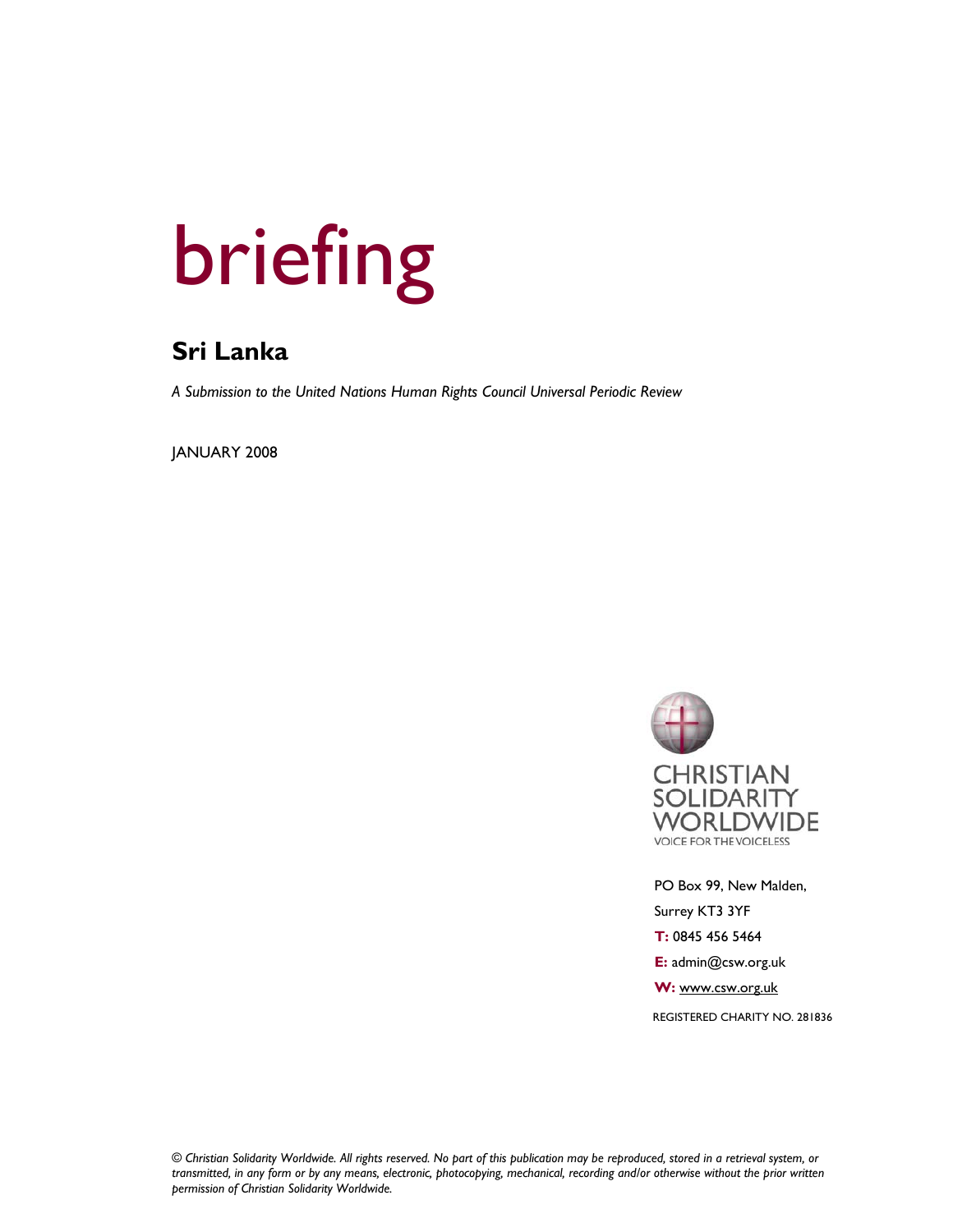# briefing

## Sri Lanka

*A Submission to the United Nations Human Rights Council Universal Periodic Review*

JANUARY 2008

CHRISTIAN SOLIDARITY WORLDWIDE
VOICE FOR THE VOICELESS

PO Box 99, New Malden,
Surrey KT3 3YF
**T:** 0845 456 5464
**E:** admin@csw.org.uk
**W:** www.csw.org.uk
REGISTERED CHARITY NO. 281836

*© Christian Solidarity Worldwide. All rights reserved. No part of this publication may be reproduced, stored in a retrieval system, or transmitted, in any form or by any means, electronic, photocopying, mechanical, recording and/or otherwise without the prior written permission of Christian Solidarity Worldwide.*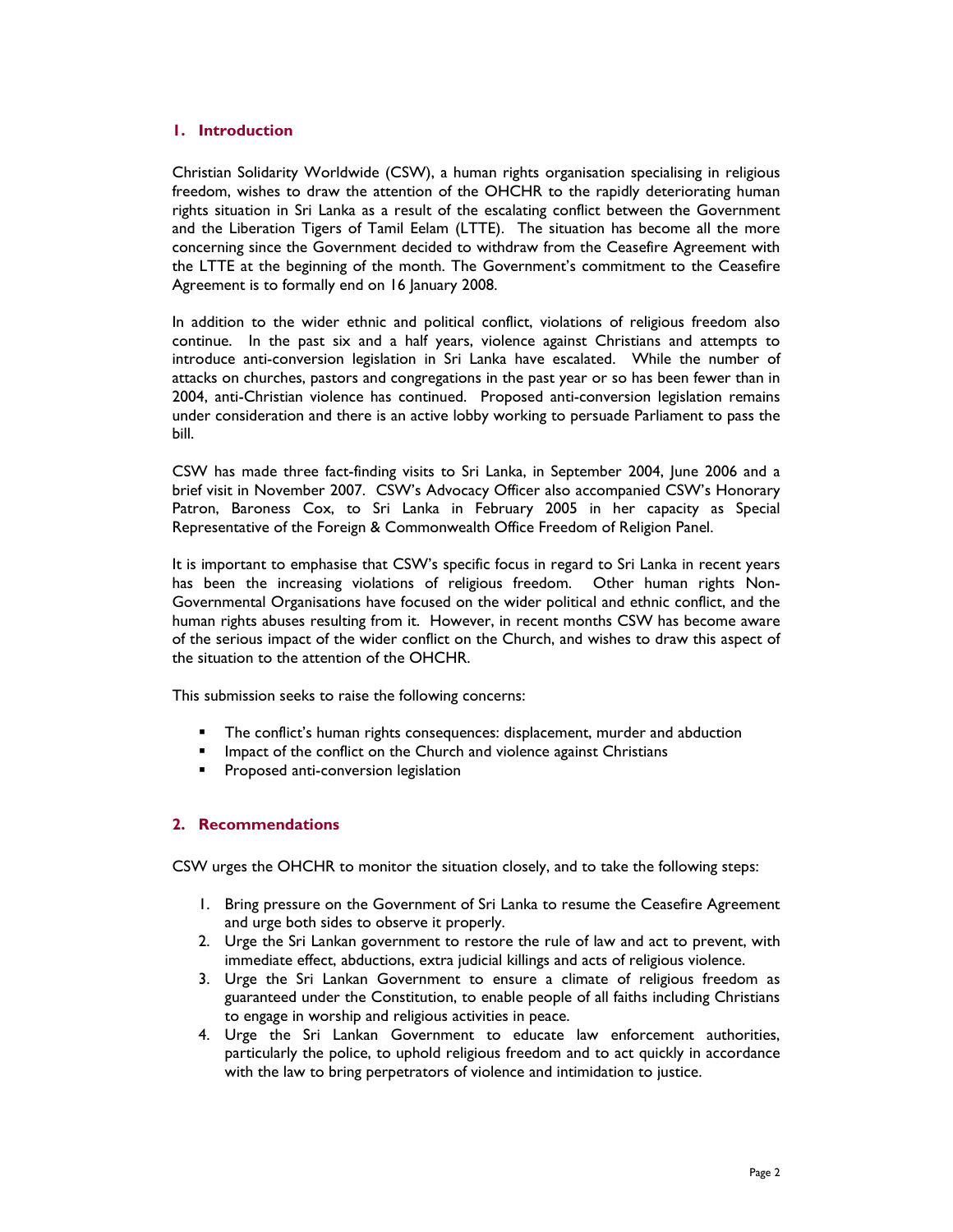## 1. Introduction

Christian Solidarity Worldwide (CSW), a human rights organisation specialising in religious freedom, wishes to draw the attention of the OHCHR to the rapidly deteriorating human rights situation in Sri Lanka as a result of the escalating conflict between the Government and the Liberation Tigers of Tamil Eelam (LTTE). The situation has become all the more concerning since the Government decided to withdraw from the Ceasefire Agreement with the LTTE at the beginning of the month. The Government's commitment to the Ceasefire Agreement is to formally end on 16 January 2008.

In addition to the wider ethnic and political conflict, violations of religious freedom also continue. In the past six and a half years, violence against Christians and attempts to introduce anti-conversion legislation in Sri Lanka have escalated. While the number of attacks on churches, pastors and congregations in the past year or so has been fewer than in 2004, anti-Christian violence has continued. Proposed anti-conversion legislation remains under consideration and there is an active lobby working to persuade Parliament to pass the bill.

CSW has made three fact-finding visits to Sri Lanka, in September 2004, June 2006 and a brief visit in November 2007. CSW's Advocacy Officer also accompanied CSW's Honorary Patron, Baroness Cox, to Sri Lanka in February 2005 in her capacity as Special Representative of the Foreign & Commonwealth Office Freedom of Religion Panel.

It is important to emphasise that CSW's specific focus in regard to Sri Lanka in recent years has been the increasing violations of religious freedom. Other human rights Non-Governmental Organisations have focused on the wider political and ethnic conflict, and the human rights abuses resulting from it. However, in recent months CSW has become aware of the serious impact of the wider conflict on the Church, and wishes to draw this aspect of the situation to the attention of the OHCHR.

This submission seeks to raise the following concerns:

- The conflict's human rights consequences: displacement, murder and abduction
- Impact of the conflict on the Church and violence against Christians
- Proposed anti-conversion legislation

## 2. Recommendations

CSW urges the OHCHR to monitor the situation closely, and to take the following steps:

1. Bring pressure on the Government of Sri Lanka to resume the Ceasefire Agreement and urge both sides to observe it properly.
2. Urge the Sri Lankan government to restore the rule of law and act to prevent, with immediate effect, abductions, extra judicial killings and acts of religious violence.
3. Urge the Sri Lankan Government to ensure a climate of religious freedom as guaranteed under the Constitution, to enable people of all faiths including Christians to engage in worship and religious activities in peace.
4. Urge the Sri Lankan Government to educate law enforcement authorities, particularly the police, to uphold religious freedom and to act quickly in accordance with the law to bring perpetrators of violence and intimidation to justice.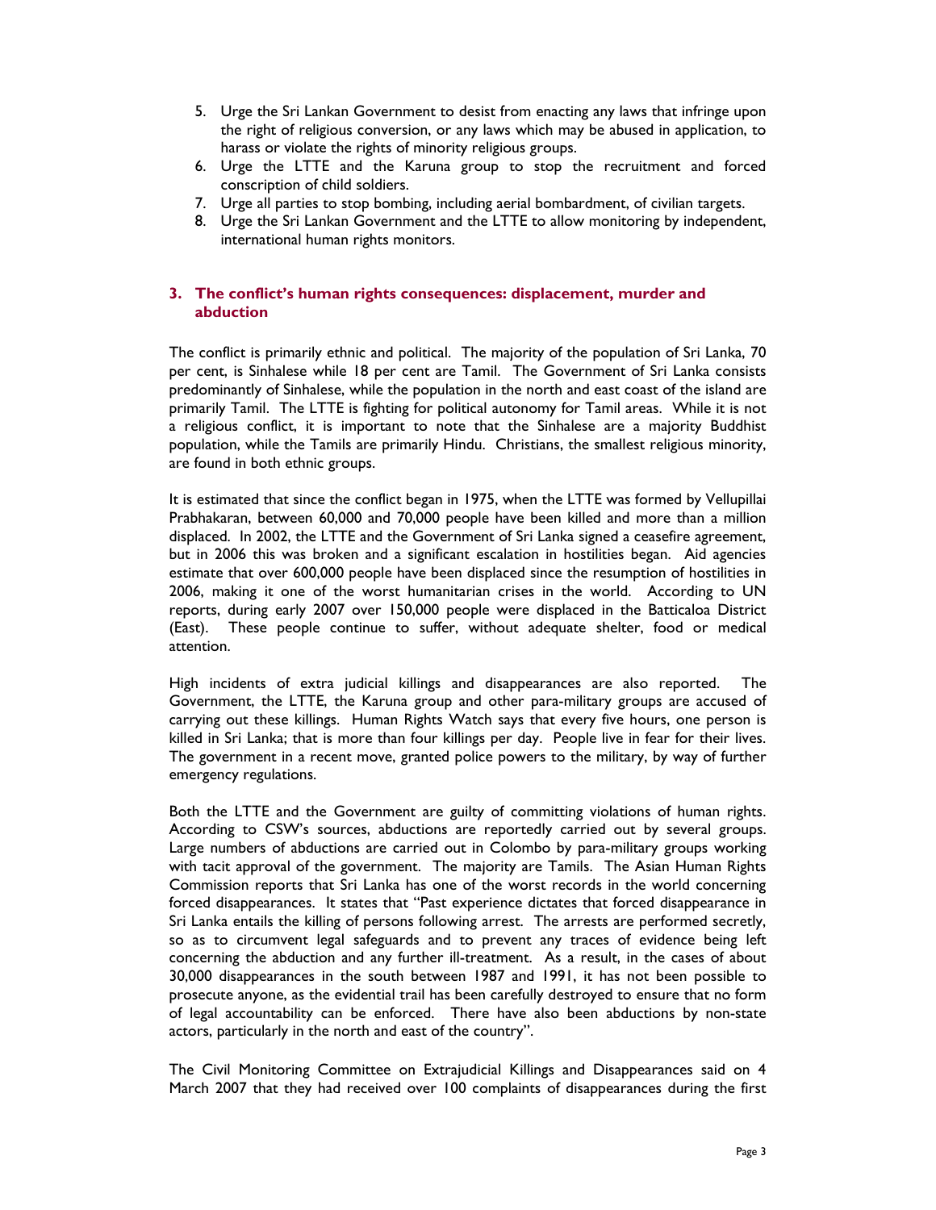5. Urge the Sri Lankan Government to desist from enacting any laws that infringe upon the right of religious conversion, or any laws which may be abused in application, to harass or violate the rights of minority religious groups.
6. Urge the LTTE and the Karuna group to stop the recruitment and forced conscription of child soldiers.
7. Urge all parties to stop bombing, including aerial bombardment, of civilian targets.
8. Urge the Sri Lankan Government and the LTTE to allow monitoring by independent, international human rights monitors.

## 3. The conflict's human rights consequences: displacement, murder and abduction

The conflict is primarily ethnic and political. The majority of the population of Sri Lanka, 70 per cent, is Sinhalese while 18 per cent are Tamil. The Government of Sri Lanka consists predominantly of Sinhalese, while the population in the north and east coast of the island are primarily Tamil. The LTTE is fighting for political autonomy for Tamil areas. While it is not a religious conflict, it is important to note that the Sinhalese are a majority Buddhist population, while the Tamils are primarily Hindu. Christians, the smallest religious minority, are found in both ethnic groups.

It is estimated that since the conflict began in 1975, when the LTTE was formed by Vellupillai Prabhakaran, between 60,000 and 70,000 people have been killed and more than a million displaced. In 2002, the LTTE and the Government of Sri Lanka signed a ceasefire agreement, but in 2006 this was broken and a significant escalation in hostilities began. Aid agencies estimate that over 600,000 people have been displaced since the resumption of hostilities in 2006, making it one of the worst humanitarian crises in the world. According to UN reports, during early 2007 over 150,000 people were displaced in the Batticaloa District (East). These people continue to suffer, without adequate shelter, food or medical attention.

High incidents of extra judicial killings and disappearances are also reported. The Government, the LTTE, the Karuna group and other para-military groups are accused of carrying out these killings. Human Rights Watch says that every five hours, one person is killed in Sri Lanka; that is more than four killings per day. People live in fear for their lives. The government in a recent move, granted police powers to the military, by way of further emergency regulations.

Both the LTTE and the Government are guilty of committing violations of human rights. According to CSW's sources, abductions are reportedly carried out by several groups. Large numbers of abductions are carried out in Colombo by para-military groups working with tacit approval of the government. The majority are Tamils. The Asian Human Rights Commission reports that Sri Lanka has one of the worst records in the world concerning forced disappearances. It states that "Past experience dictates that forced disappearance in Sri Lanka entails the killing of persons following arrest. The arrests are performed secretly, so as to circumvent legal safeguards and to prevent any traces of evidence being left concerning the abduction and any further ill-treatment. As a result, in the cases of about 30,000 disappearances in the south between 1987 and 1991, it has not been possible to prosecute anyone, as the evidential trail has been carefully destroyed to ensure that no form of legal accountability can be enforced. There have also been abductions by non-state actors, particularly in the north and east of the country".

The Civil Monitoring Committee on Extrajudicial Killings and Disappearances said on 4 March 2007 that they had received over 100 complaints of disappearances during the first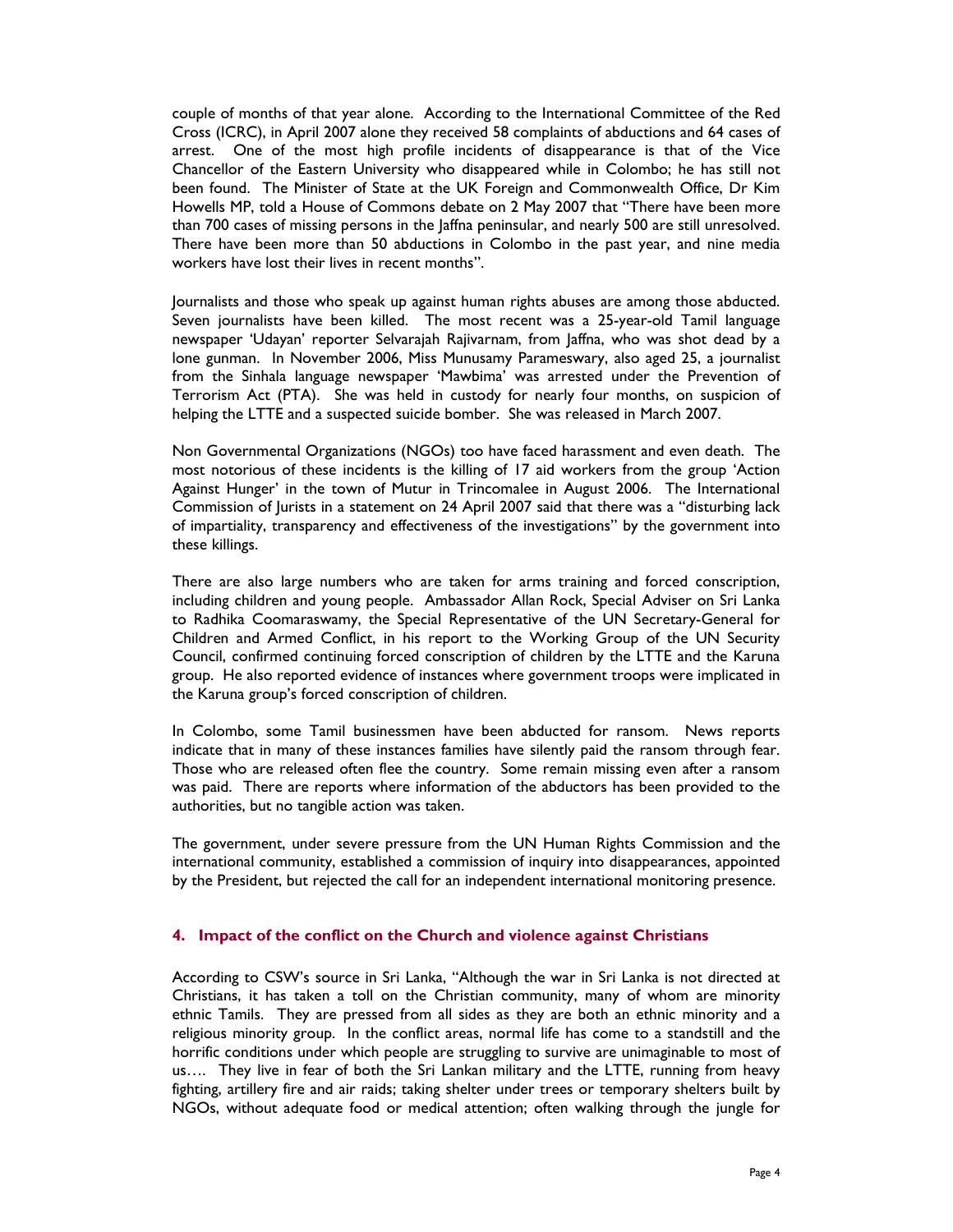couple of months of that year alone. According to the International Committee of the Red Cross (ICRC), in April 2007 alone they received 58 complaints of abductions and 64 cases of arrest. One of the most high profile incidents of disappearance is that of the Vice Chancellor of the Eastern University who disappeared while in Colombo; he has still not been found. The Minister of State at the UK Foreign and Commonwealth Office, Dr Kim Howells MP, told a House of Commons debate on 2 May 2007 that "There have been more than 700 cases of missing persons in the Jaffna peninsular, and nearly 500 are still unresolved. There have been more than 50 abductions in Colombo in the past year, and nine media workers have lost their lives in recent months".

Journalists and those who speak up against human rights abuses are among those abducted. Seven journalists have been killed. The most recent was a 25-year-old Tamil language newspaper 'Udayan' reporter Selvarajah Rajivarnam, from Jaffna, who was shot dead by a lone gunman. In November 2006, Miss Munusamy Parameswary, also aged 25, a journalist from the Sinhala language newspaper 'Mawbima' was arrested under the Prevention of Terrorism Act (PTA). She was held in custody for nearly four months, on suspicion of helping the LTTE and a suspected suicide bomber. She was released in March 2007.

Non Governmental Organizations (NGOs) too have faced harassment and even death. The most notorious of these incidents is the killing of 17 aid workers from the group 'Action Against Hunger' in the town of Mutur in Trincomalee in August 2006. The International Commission of Jurists in a statement on 24 April 2007 said that there was a "disturbing lack of impartiality, transparency and effectiveness of the investigations" by the government into these killings.

There are also large numbers who are taken for arms training and forced conscription, including children and young people. Ambassador Allan Rock, Special Adviser on Sri Lanka to Radhika Coomaraswamy, the Special Representative of the UN Secretary-General for Children and Armed Conflict, in his report to the Working Group of the UN Security Council, confirmed continuing forced conscription of children by the LTTE and the Karuna group. He also reported evidence of instances where government troops were implicated in the Karuna group's forced conscription of children.

In Colombo, some Tamil businessmen have been abducted for ransom. News reports indicate that in many of these instances families have silently paid the ransom through fear. Those who are released often flee the country. Some remain missing even after a ransom was paid. There are reports where information of the abductors has been provided to the authorities, but no tangible action was taken.

The government, under severe pressure from the UN Human Rights Commission and the international community, established a commission of inquiry into disappearances, appointed by the President, but rejected the call for an independent international monitoring presence.

## 4. Impact of the conflict on the Church and violence against Christians

According to CSW's source in Sri Lanka, "Although the war in Sri Lanka is not directed at Christians, it has taken a toll on the Christian community, many of whom are minority ethnic Tamils. They are pressed from all sides as they are both an ethnic minority and a religious minority group. In the conflict areas, normal life has come to a standstill and the horrific conditions under which people are struggling to survive are unimaginable to most of us…. They live in fear of both the Sri Lankan military and the LTTE, running from heavy fighting, artillery fire and air raids; taking shelter under trees or temporary shelters built by NGOs, without adequate food or medical attention; often walking through the jungle for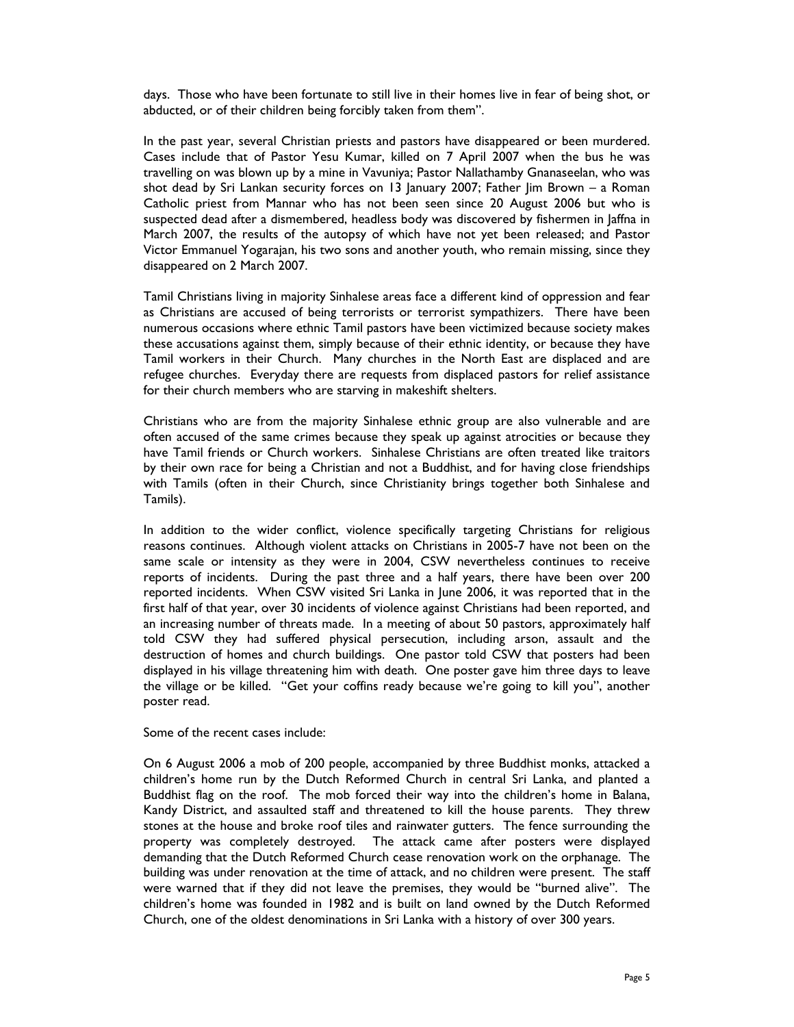days. Those who have been fortunate to still live in their homes live in fear of being shot, or abducted, or of their children being forcibly taken from them".

In the past year, several Christian priests and pastors have disappeared or been murdered. Cases include that of Pastor Yesu Kumar, killed on 7 April 2007 when the bus he was travelling on was blown up by a mine in Vavuniya; Pastor Nallathamby Gnanaseelan, who was shot dead by Sri Lankan security forces on 13 January 2007; Father Jim Brown – a Roman Catholic priest from Mannar who has not been seen since 20 August 2006 but who is suspected dead after a dismembered, headless body was discovered by fishermen in Jaffna in March 2007, the results of the autopsy of which have not yet been released; and Pastor Victor Emmanuel Yogarajan, his two sons and another youth, who remain missing, since they disappeared on 2 March 2007.

Tamil Christians living in majority Sinhalese areas face a different kind of oppression and fear as Christians are accused of being terrorists or terrorist sympathizers. There have been numerous occasions where ethnic Tamil pastors have been victimized because society makes these accusations against them, simply because of their ethnic identity, or because they have Tamil workers in their Church. Many churches in the North East are displaced and are refugee churches. Everyday there are requests from displaced pastors for relief assistance for their church members who are starving in makeshift shelters.

Christians who are from the majority Sinhalese ethnic group are also vulnerable and are often accused of the same crimes because they speak up against atrocities or because they have Tamil friends or Church workers. Sinhalese Christians are often treated like traitors by their own race for being a Christian and not a Buddhist, and for having close friendships with Tamils (often in their Church, since Christianity brings together both Sinhalese and Tamils).

In addition to the wider conflict, violence specifically targeting Christians for religious reasons continues. Although violent attacks on Christians in 2005-7 have not been on the same scale or intensity as they were in 2004, CSW nevertheless continues to receive reports of incidents. During the past three and a half years, there have been over 200 reported incidents. When CSW visited Sri Lanka in June 2006, it was reported that in the first half of that year, over 30 incidents of violence against Christians had been reported, and an increasing number of threats made. In a meeting of about 50 pastors, approximately half told CSW they had suffered physical persecution, including arson, assault and the destruction of homes and church buildings. One pastor told CSW that posters had been displayed in his village threatening him with death. One poster gave him three days to leave the village or be killed. "Get your coffins ready because we're going to kill you", another poster read.

Some of the recent cases include:

On 6 August 2006 a mob of 200 people, accompanied by three Buddhist monks, attacked a children's home run by the Dutch Reformed Church in central Sri Lanka, and planted a Buddhist flag on the roof. The mob forced their way into the children's home in Balana, Kandy District, and assaulted staff and threatened to kill the house parents. They threw stones at the house and broke roof tiles and rainwater gutters. The fence surrounding the property was completely destroyed. The attack came after posters were displayed demanding that the Dutch Reformed Church cease renovation work on the orphanage. The building was under renovation at the time of attack, and no children were present. The staff were warned that if they did not leave the premises, they would be "burned alive". The children's home was founded in 1982 and is built on land owned by the Dutch Reformed Church, one of the oldest denominations in Sri Lanka with a history of over 300 years.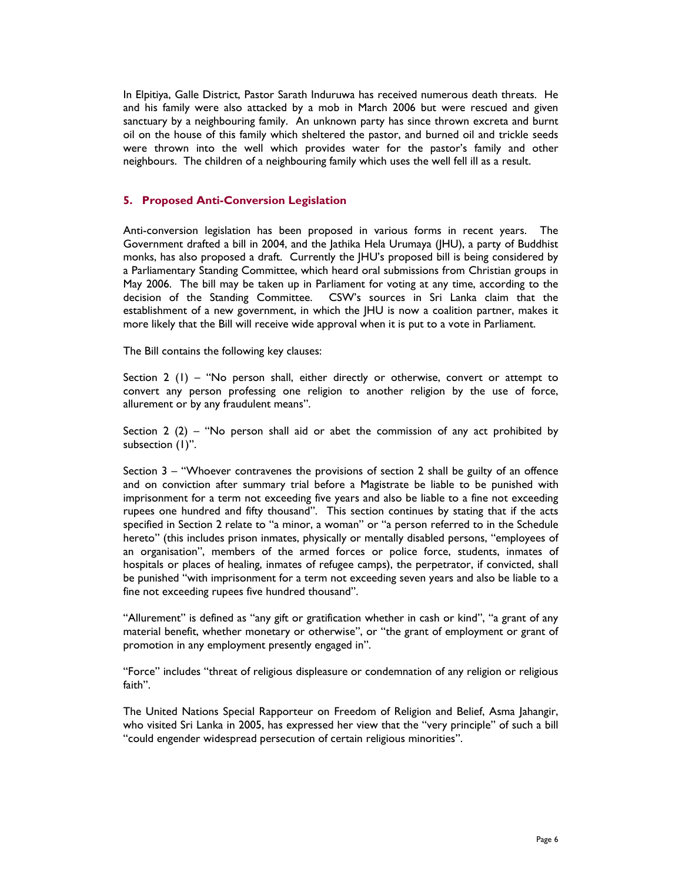In Elpitiya, Galle District, Pastor Sarath Induruwa has received numerous death threats. He and his family were also attacked by a mob in March 2006 but were rescued and given sanctuary by a neighbouring family. An unknown party has since thrown excreta and burnt oil on the house of this family which sheltered the pastor, and burned oil and trickle seeds were thrown into the well which provides water for the pastor's family and other neighbours. The children of a neighbouring family which uses the well fell ill as a result.

## 5. Proposed Anti-Conversion Legislation

Anti-conversion legislation has been proposed in various forms in recent years. The Government drafted a bill in 2004, and the Jathika Hela Urumaya (JHU), a party of Buddhist monks, has also proposed a draft. Currently the JHU's proposed bill is being considered by a Parliamentary Standing Committee, which heard oral submissions from Christian groups in May 2006. The bill may be taken up in Parliament for voting at any time, according to the decision of the Standing Committee. CSW's sources in Sri Lanka claim that the establishment of a new government, in which the JHU is now a coalition partner, makes it more likely that the Bill will receive wide approval when it is put to a vote in Parliament.

The Bill contains the following key clauses:

Section 2 (1) – "No person shall, either directly or otherwise, convert or attempt to convert any person professing one religion to another religion by the use of force, allurement or by any fraudulent means".

Section 2 (2) – "No person shall aid or abet the commission of any act prohibited by subsection (1)".

Section 3 – "Whoever contravenes the provisions of section 2 shall be guilty of an offence and on conviction after summary trial before a Magistrate be liable to be punished with imprisonment for a term not exceeding five years and also be liable to a fine not exceeding rupees one hundred and fifty thousand". This section continues by stating that if the acts specified in Section 2 relate to "a minor, a woman" or "a person referred to in the Schedule hereto" (this includes prison inmates, physically or mentally disabled persons, "employees of an organisation", members of the armed forces or police force, students, inmates of hospitals or places of healing, inmates of refugee camps), the perpetrator, if convicted, shall be punished "with imprisonment for a term not exceeding seven years and also be liable to a fine not exceeding rupees five hundred thousand".

"Allurement" is defined as "any gift or gratification whether in cash or kind", "a grant of any material benefit, whether monetary or otherwise", or "the grant of employment or grant of promotion in any employment presently engaged in".

"Force" includes "threat of religious displeasure or condemnation of any religion or religious faith".

The United Nations Special Rapporteur on Freedom of Religion and Belief, Asma Jahangir, who visited Sri Lanka in 2005, has expressed her view that the "very principle" of such a bill "could engender widespread persecution of certain religious minorities".